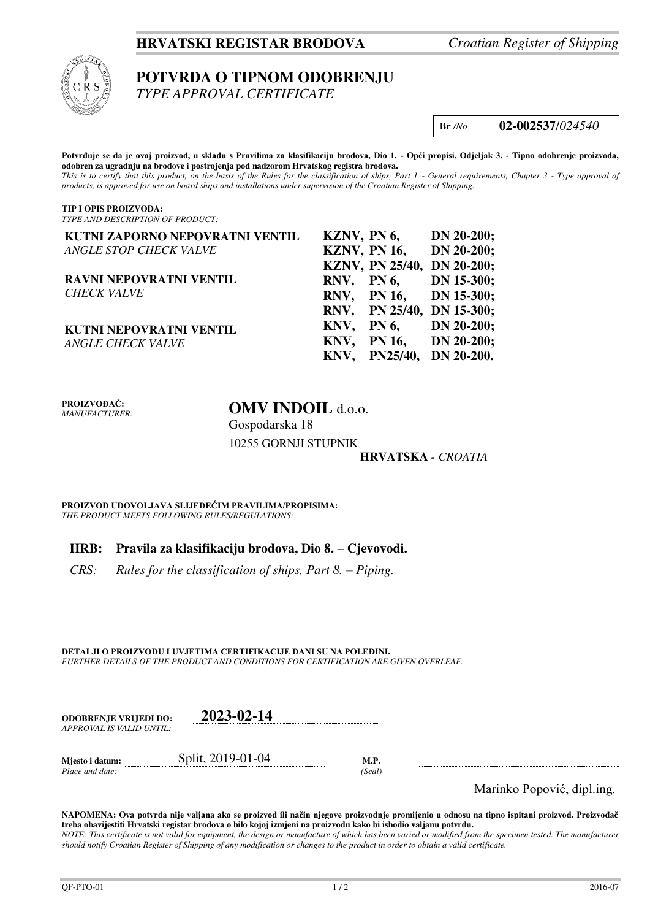**HRVATSKI REGISTAR BRODOVA** *Croatian Register of Shipping*

# POTVRDA O TIPNOM ODOBRENJU
*TYPE APPROVAL CERTIFICATE*

**Br** */No* **02-002537/***024540*

**Potvrđuje se da je ovaj proizvod, u skladu s Pravilima za klasifikaciju brodova, Dio 1. - Opći propisi, Odjeljak 3. - Tipno odobrenje proizvoda, odobren za ugradnju na brodove i postrojenja pod nadzorom Hrvatskog registra brodova.**
*This is to certify that this product, on the basis of the Rules for the classification of ships, Part 1 - General requirements, Chapter 3 - Type approval of products, is approved for use on board ships and installations under supervision of the Croatian Register of Shipping.*

**TIP I OPIS PROIZVODA:**
*TYPE AND DESCRIPTION OF PRODUCT:*

| | | | |
|---|---|---|---|
| **KUTNI ZAPORNO NEPOVRATNI VENTIL** | **KZNV,** | **PN 6,** | **DN 20-200;** |
| *ANGLE STOP CHECK VALVE* | **KZNV,** | **PN 16,** | **DN 20-200;** |
| | **KZNV,** | **PN 25/40,** | **DN 20-200;** |
| **RAVNI NEPOVRATNI VENTIL** | **RNV,** | **PN 6,** | **DN 15-300;** |
| *CHECK VALVE* | **RNV,** | **PN 16,** | **DN 15-300;** |
| | **RNV,** | **PN 25/40,** | **DN 15-300;** |
| **KUTNI NEPOVRATNI VENTIL** | **KNV,** | **PN 6,** | **DN 20-200;** |
| *ANGLE CHECK VALVE* | **KNV,** | **PN 16,** | **DN 20-200;** |
| | **KNV,** | **PN25/40,** | **DN 20-200.** |

**PROIZVOĐAČ:**
*MANUFACTURER:*

**OMV INDOIL** d.o.o.
Gospodarska 18
10255 GORNJI STUPNIK
**HRVATSKA -** *CROATIA*

**PROIZVOD UDOVOLJAVA SLIJEDEĆIM PRAVILIMA/PROPISIMA:**
*THE PRODUCT MEETS FOLLOWING RULES/REGULATIONS:*

**HRB: Pravila za klasifikaciju brodova, Dio 8. – Cjevovodi.**

*CRS: Rules for the classification of ships, Part 8. – Piping.*

**DETALJI O PROIZVODU I UVJETIMA CERTIFIKACIJE DANI SU NA POLEĐINI.**
*FURTHER DETAILS OF THE PRODUCT AND CONDITIONS FOR CERTIFICATION ARE GIVEN OVERLEAF.*

**ODOBRENJE VRIJEDI DO:** **2023-02-14**
*APPROVAL IS VALID UNTIL:*

**Mjesto i datum:** Split, 2019-01-04 **M.P.**
*Place and date:* *(Seal)*

Marinko Popović, dipl.ing.

**NAPOMENA: Ova potvrda nije valjana ako se proizvod ili način njegove proizvodnje promijenio u odnosu na tipno ispitani proizvod. Proizvođač treba obavijestiti Hrvatski registar brodova o bilo kojoj izmjeni na proizvodu kako bi ishodio valjanu potvrdu.**
*NOTE: This certificate is not valid for equipment, the design or manufacture of which has been varied or modified from the specimen tested. The manufacturer should notify Croatian Register of Shipping of any modification or changes to the product in order to obtain a valid certificate.*

QF-PTO-01 2016-07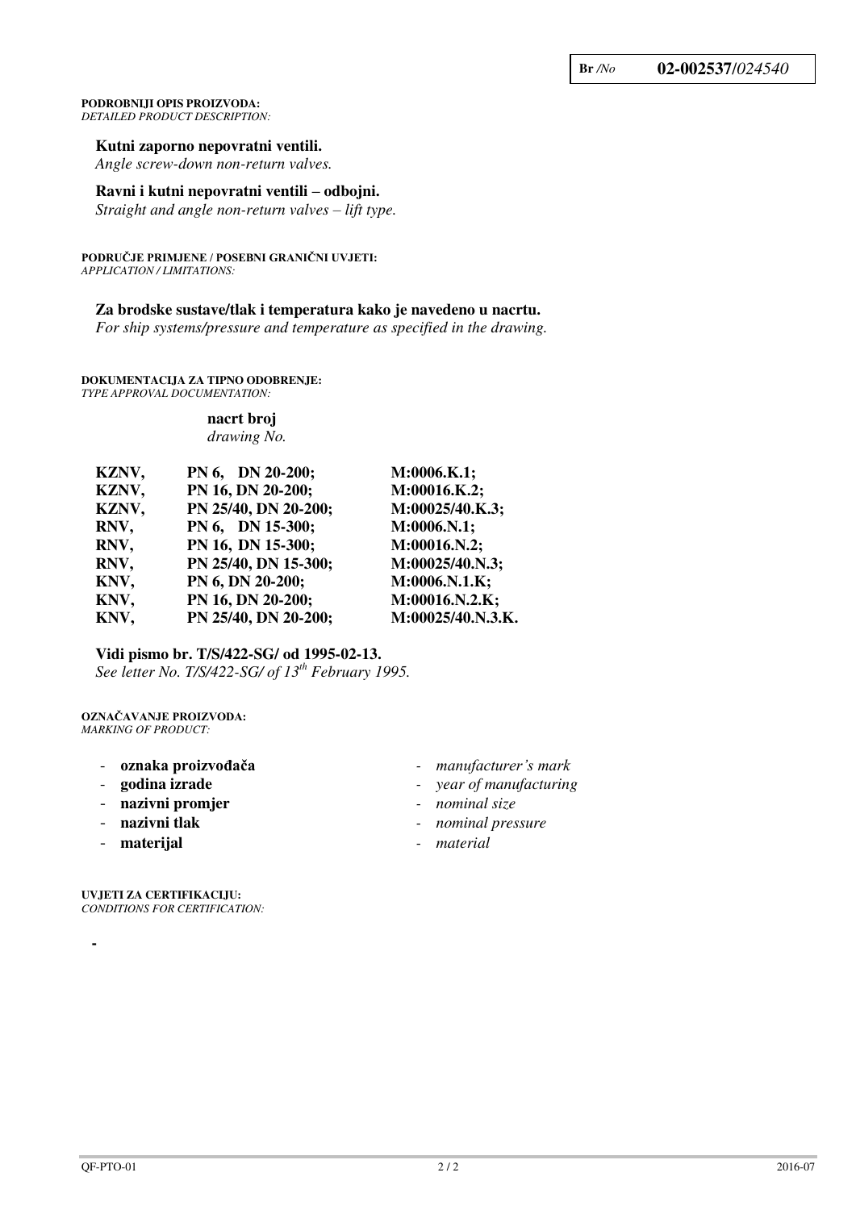**Br** */No* **02-002537/***024540*

**PODROBNIJI OPIS PROIZVODA:**
*DETAILED PRODUCT DESCRIPTION:*

**Kutni zaporno nepovratni ventili.**
*Angle screw-down non-return valves.*

**Ravni i kutni nepovratni ventili – odbojni.**
*Straight and angle non-return valves – lift type.*

**PODRUČJE PRIMJENE / POSEBNI GRANIČNI UVJETI:**
*APPLICATION / LIMITATIONS:*

**Za brodske sustave/tlak i temperatura kako je navedeno u nacrtu.**
*For ship systems/pressure and temperature as specified in the drawing.*

**DOKUMENTACIJA ZA TIPNO ODOBRENJE:**
*TYPE APPROVAL DOCUMENTATION:*

| | | **nacrt broj** *drawing No.* |
|---|---|---|
| **KZNV,** | **PN 6, DN 20-200;** | **M:0006.K.1;** |
| **KZNV,** | **PN 16, DN 20-200;** | **M:00016.K.2;** |
| **KZNV,** | **PN 25/40, DN 20-200;** | **M:00025/40.K.3;** |
| **RNV,** | **PN 6, DN 15-300;** | **M:0006.N.1;** |
| **RNV,** | **PN 16, DN 15-300;** | **M:00016.N.2;** |
| **RNV,** | **PN 25/40, DN 15-300;** | **M:00025/40.N.3;** |
| **KNV,** | **PN 6, DN 20-200;** | **M:0006.N.1.K;** |
| **KNV,** | **PN 16, DN 20-200;** | **M:00016.N.2.K;** |
| **KNV,** | **PN 25/40, DN 20-200;** | **M:00025/40.N.3.K.** |

**Vidi pismo br. T/S/422-SG/ od 1995-02-13.**
*See letter No. T/S/422-SG/ of 13th February 1995.*

**OZNAČAVANJE PROIZVODA:**
*MARKING OF PRODUCT:*

- **oznaka proizvođača** - *manufacturer's mark*
- **godina izrade** - *year of manufacturing*
- **nazivni promjer** - *nominal size*
- **nazivni tlak** - *nominal pressure*
- **materijal** - *material*

**UVJETI ZA CERTIFIKACIJU:**
*CONDITIONS FOR CERTIFICATION:*

-

QF-PTO-01 2016-07